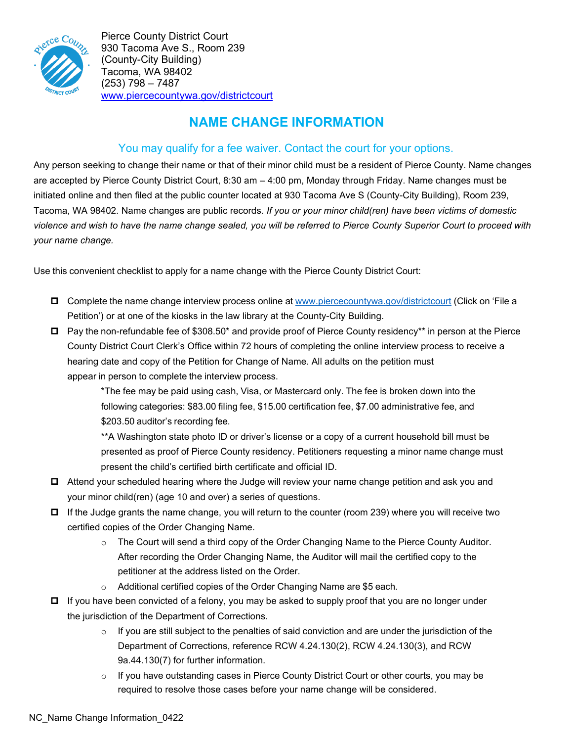Pierce County District Court
930 Tacoma Ave S., Room 239
(County-City Building)
Tacoma, WA 98402
(253) 798 – 7487
www.piercecountywa.gov/districtcourt

# NAME CHANGE INFORMATION

## You may qualify for a fee waiver. Contact the court for your options.

Any person seeking to change their name or that of their minor child must be a resident of Pierce County. Name changes are accepted by Pierce County District Court, 8:30 am – 4:00 pm, Monday through Friday. Name changes must be initiated online and then filed at the public counter located at 930 Tacoma Ave S (County-City Building), Room 239, Tacoma, WA 98402. Name changes are public records. *If you or your minor child(ren) have been victims of domestic violence and wish to have the name change sealed, you will be referred to Pierce County Superior Court to proceed with your name change.*

Use this convenient checklist to apply for a name change with the Pierce County District Court:

- [ ] Complete the name change interview process online at www.piercecountywa.gov/districtcourt (Click on 'File a Petition') or at one of the kiosks in the law library at the County-City Building.
- [ ] Pay the non-refundable fee of $308.50* and provide proof of Pierce County residency** in person at the Pierce County District Court Clerk's Office within 72 hours of completing the online interview process to receive a hearing date and copy of the Petition for Change of Name. All adults on the petition must appear in person to complete the interview process.

  *The fee may be paid using cash, Visa, or Mastercard only. The fee is broken down into the following categories: $83.00 filing fee, $15.00 certification fee, $7.00 administrative fee, and $203.50 auditor's recording fee.

  **A Washington state photo ID or driver's license or a copy of a current household bill must be presented as proof of Pierce County residency. Petitioners requesting a minor name change must present the child's certified birth certificate and official ID.
- [ ] Attend your scheduled hearing where the Judge will review your name change petition and ask you and your minor child(ren) (age 10 and over) a series of questions.
- [ ] If the Judge grants the name change, you will return to the counter (room 239) where you will receive two certified copies of the Order Changing Name.
  - The Court will send a third copy of the Order Changing Name to the Pierce County Auditor. After recording the Order Changing Name, the Auditor will mail the certified copy to the petitioner at the address listed on the Order.
  - Additional certified copies of the Order Changing Name are $5 each.
- [ ] If you have been convicted of a felony, you may be asked to supply proof that you are no longer under the jurisdiction of the Department of Corrections.
  - If you are still subject to the penalties of said conviction and are under the jurisdiction of the Department of Corrections, reference RCW 4.24.130(2), RCW 4.24.130(3), and RCW 9a.44.130(7) for further information.
  - If you have outstanding cases in Pierce County District Court or other courts, you may be required to resolve those cases before your name change will be considered.

NC_Name Change Information_0422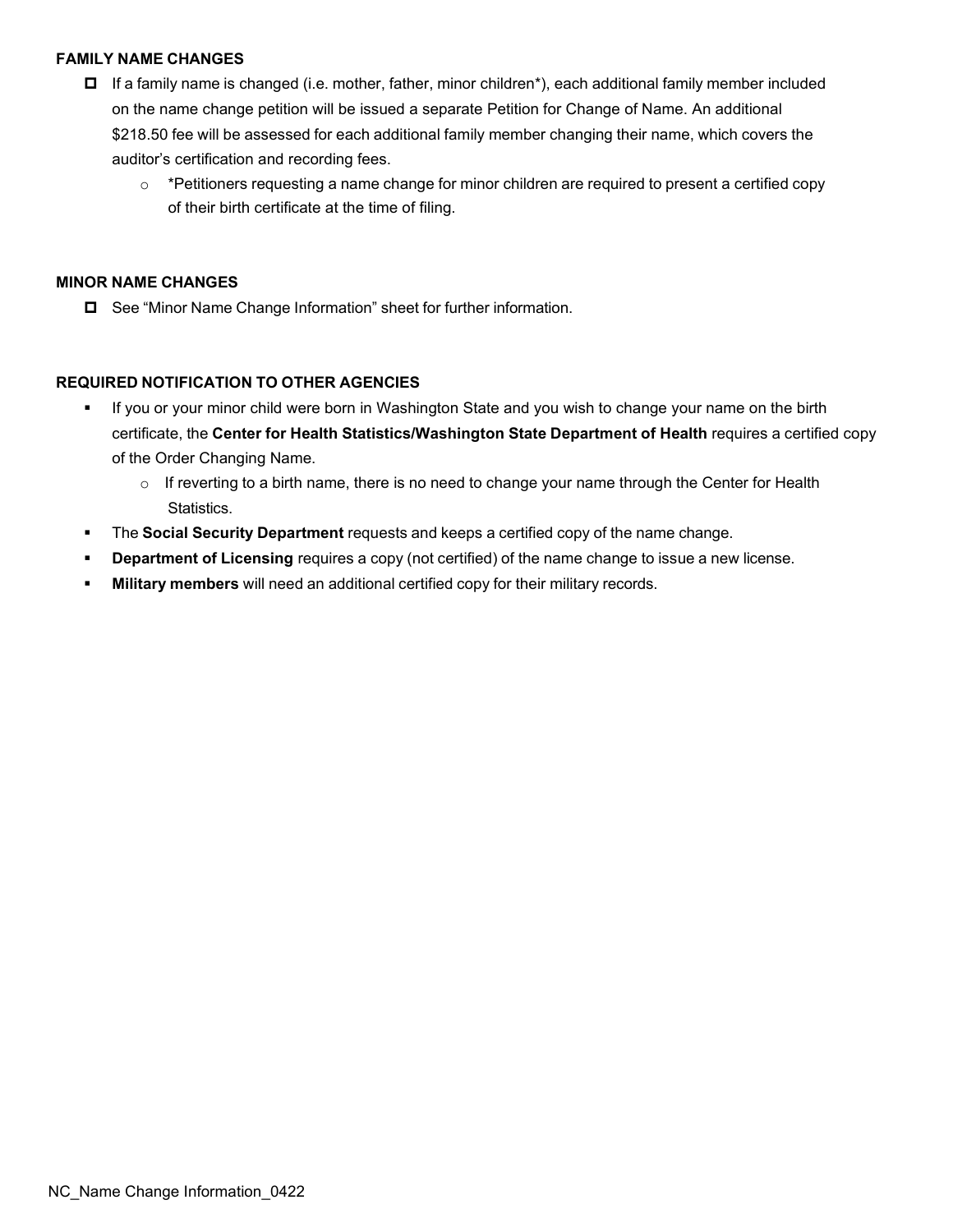**FAMILY NAME CHANGES**

- If a family name is changed (i.e. mother, father, minor children*), each additional family member included on the name change petition will be issued a separate Petition for Change of Name. An additional $218.50 fee will be assessed for each additional family member changing their name, which covers the auditor's certification and recording fees.
  - *Petitioners requesting a name change for minor children are required to present a certified copy of their birth certificate at the time of filing.

**MINOR NAME CHANGES**

- See "Minor Name Change Information" sheet for further information.

**REQUIRED NOTIFICATION TO OTHER AGENCIES**

- If you or your minor child were born in Washington State and you wish to change your name on the birth certificate, the **Center for Health Statistics/Washington State Department of Health** requires a certified copy of the Order Changing Name.
  - If reverting to a birth name, there is no need to change your name through the Center for Health Statistics.
- The **Social Security Department** requests and keeps a certified copy of the name change.
- **Department of Licensing** requires a copy (not certified) of the name change to issue a new license.
- **Military members** will need an additional certified copy for their military records.

NC_Name Change Information_0422